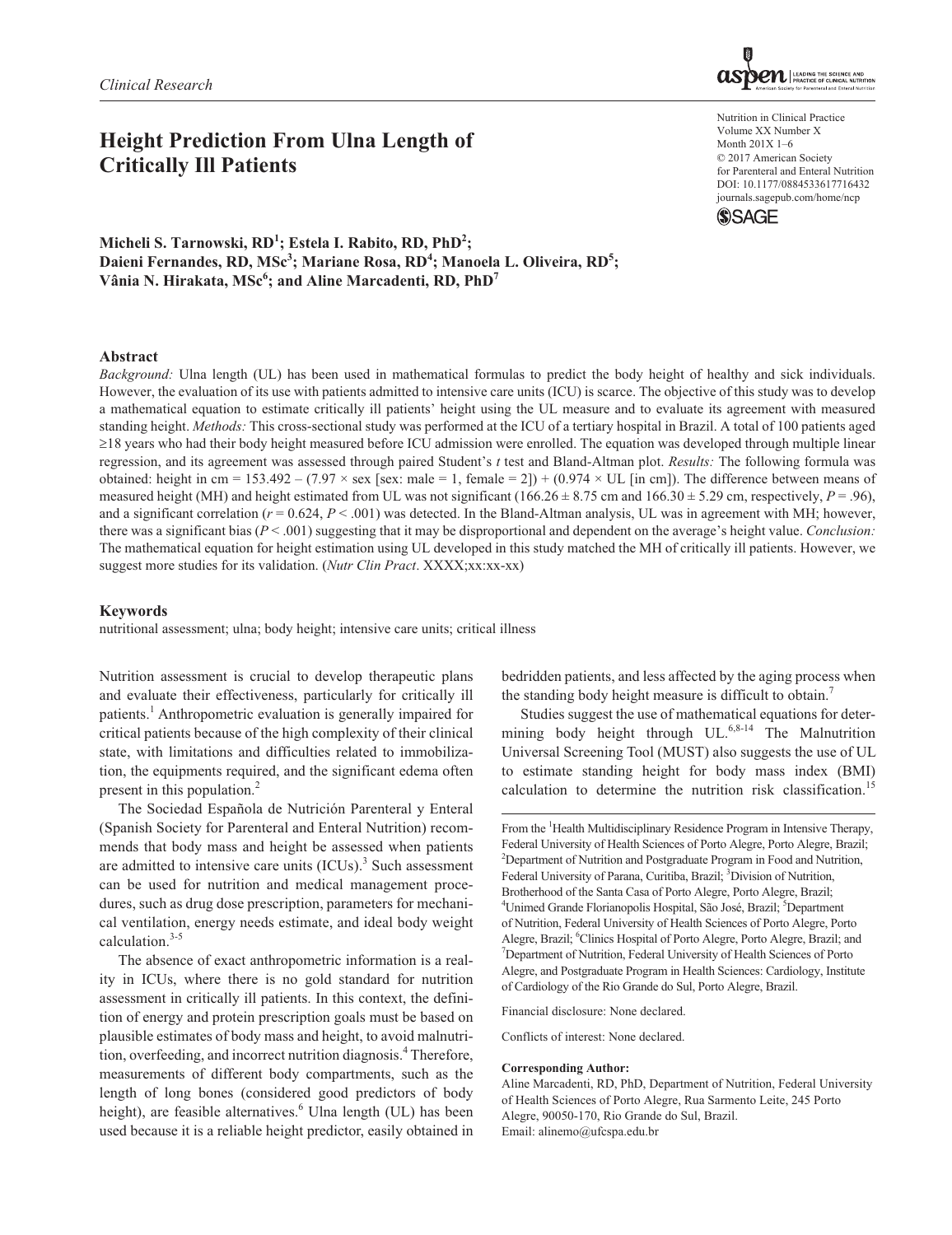Clinical Research

# Height Prediction From Ulna Length of Critically Ill Patients

**Micheli S. Tarnowski, RD[1]; Estela I. Rabito, RD, PhD[2]; Daieni Fernandes, RD, MSc[3]; Mariane Rosa, RD[4]; Manoela L. Oliveira, RD[5]; Vânia N. Hirakata, MSc[6]; and Aline Marcadenti, RD, PhD[7]**

Nutrition in Clinical Practice
Volume XX Number X
Month 201X 1–6
© 2017 American Society for Parenteral and Enteral Nutrition
DOI: 10.1177/0884533617716432
journals.sagepub.com/home/ncp

## Abstract

*Background:* Ulna length (UL) has been used in mathematical formulas to predict the body height of healthy and sick individuals. However, the evaluation of its use with patients admitted to intensive care units (ICU) is scarce. The objective of this study was to develop a mathematical equation to estimate critically ill patients' height using the UL measure and to evaluate its agreement with measured standing height. *Methods:* This cross-sectional study was performed at the ICU of a tertiary hospital in Brazil. A total of 100 patients aged ≥18 years who had their body height measured before ICU admission were enrolled. The equation was developed through multiple linear regression, and its agreement was assessed through paired Student's *t* test and Bland-Altman plot. *Results:* The following formula was obtained: height in cm = 153.492 – (7.97 × sex [sex: male = 1, female = 2]) + (0.974 × UL [in cm]). The difference between means of measured height (MH) and height estimated from UL was not significant (166.26 ± 8.75 cm and 166.30 ± 5.29 cm, respectively, $P = .96$), and a significant correlation ($r = 0.624$, $P < .001$) was detected. In the Bland-Altman analysis, UL was in agreement with MH; however, there was a significant bias ($P < .001$) suggesting that it may be disproportional and dependent on the average's height value. *Conclusion:* The mathematical equation for height estimation using UL developed in this study matched the MH of critically ill patients. However, we suggest more studies for its validation. (*Nutr Clin Pract*. XXXX;xx:xx-xx)

## Keywords

nutritional assessment; ulna; body height; intensive care units; critical illness

Nutrition assessment is crucial to develop therapeutic plans and evaluate their effectiveness, particularly for critically ill patients.[1] Anthropometric evaluation is generally impaired for critical patients because of the high complexity of their clinical state, with limitations and difficulties related to immobilization, the equipments required, and the significant edema often present in this population.[2]

The Sociedad Española de Nutrición Parenteral y Enteral (Spanish Society for Parenteral and Enteral Nutrition) recommends that body mass and height be assessed when patients are admitted to intensive care units (ICUs).[3] Such assessment can be used for nutrition and medical management procedures, such as drug dose prescription, parameters for mechanical ventilation, energy needs estimate, and ideal body weight calculation.[3-5]

The absence of exact anthropometric information is a reality in ICUs, where there is no gold standard for nutrition assessment in critically ill patients. In this context, the definition of energy and protein prescription goals must be based on plausible estimates of body mass and height, to avoid malnutrition, overfeeding, and incorrect nutrition diagnosis.[4] Therefore, measurements of different body compartments, such as the length of long bones (considered good predictors of body height), are feasible alternatives.[6] Ulna length (UL) has been used because it is a reliable height predictor, easily obtained in bedridden patients, and less affected by the aging process when the standing body height measure is difficult to obtain.[7]

Studies suggest the use of mathematical equations for determining body height through UL.[6,8-14] The Malnutrition Universal Screening Tool (MUST) also suggests the use of UL to estimate standing height for body mass index (BMI) calculation to determine the nutrition risk classification.[15]

From the [1]Health Multidisciplinary Residence Program in Intensive Therapy, Federal University of Health Sciences of Porto Alegre, Porto Alegre, Brazil; [2]Department of Nutrition and Postgraduate Program in Food and Nutrition, Federal University of Parana, Curitiba, Brazil; [3]Division of Nutrition, Brotherhood of the Santa Casa of Porto Alegre, Porto Alegre, Brazil; [4]Unimed Grande Florianopolis Hospital, São José, Brazil; [5]Department of Nutrition, Federal University of Health Sciences of Porto Alegre, Porto Alegre, Brazil; [6]Clinics Hospital of Porto Alegre, Porto Alegre, Brazil; and [7]Department of Nutrition, Federal University of Health Sciences of Porto Alegre, and Postgraduate Program in Health Sciences: Cardiology, Institute of Cardiology of the Rio Grande do Sul, Porto Alegre, Brazil.

Financial disclosure: None declared.

Conflicts of interest: None declared.

**Corresponding Author:**
Aline Marcadenti, RD, PhD, Department of Nutrition, Federal University of Health Sciences of Porto Alegre, Rua Sarmento Leite, 245 Porto Alegre, 90050-170, Rio Grande do Sul, Brazil.
Email: alinemo@ufcspa.edu.br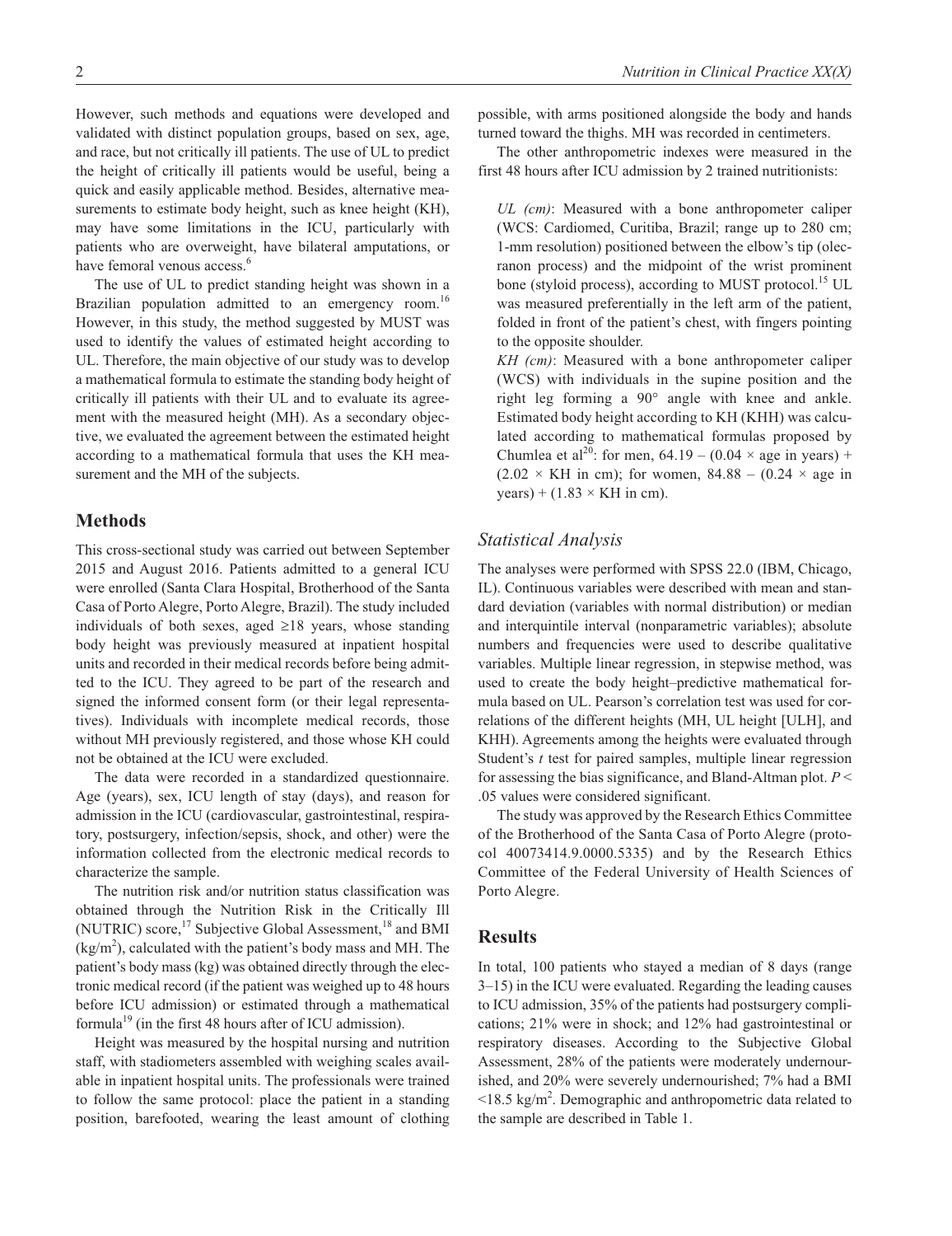However, such methods and equations were developed and validated with distinct population groups, based on sex, age, and race, but not critically ill patients. The use of UL to predict the height of critically ill patients would be useful, being a quick and easily applicable method. Besides, alternative measurements to estimate body height, such as knee height (KH), may have some limitations in the ICU, particularly with patients who are overweight, have bilateral amputations, or have femoral venous access.[6]

The use of UL to predict standing height was shown in a Brazilian population admitted to an emergency room.[16] However, in this study, the method suggested by MUST was used to identify the values of estimated height according to UL. Therefore, the main objective of our study was to develop a mathematical formula to estimate the standing body height of critically ill patients with their UL and to evaluate its agreement with the measured height (MH). As a secondary objective, we evaluated the agreement between the estimated height according to a mathematical formula that uses the KH measurement and the MH of the subjects.

## Methods

This cross-sectional study was carried out between September 2015 and August 2016. Patients admitted to a general ICU were enrolled (Santa Clara Hospital, Brotherhood of the Santa Casa of Porto Alegre, Porto Alegre, Brazil). The study included individuals of both sexes, aged ≥18 years, whose standing body height was previously measured at inpatient hospital units and recorded in their medical records before being admitted to the ICU. They agreed to be part of the research and signed the informed consent form (or their legal representatives). Individuals with incomplete medical records, those without MH previously registered, and those whose KH could not be obtained at the ICU were excluded.

The data were recorded in a standardized questionnaire. Age (years), sex, ICU length of stay (days), and reason for admission in the ICU (cardiovascular, gastrointestinal, respiratory, postsurgery, infection/sepsis, shock, and other) were the information collected from the electronic medical records to characterize the sample.

The nutrition risk and/or nutrition status classification was obtained through the Nutrition Risk in the Critically Ill (NUTRIC) score,[17] Subjective Global Assessment,[18] and BMI ($kg/m^2$), calculated with the patient's body mass and MH. The patient's body mass (kg) was obtained directly through the electronic medical record (if the patient was weighed up to 48 hours before ICU admission) or estimated through a mathematical formula[19] (in the first 48 hours after of ICU admission).

Height was measured by the hospital nursing and nutrition staff, with stadiometers assembled with weighing scales available in inpatient hospital units. The professionals were trained to follow the same protocol: place the patient in a standing position, barefooted, wearing the least amount of clothing possible, with arms positioned alongside the body and hands turned toward the thighs. MH was recorded in centimeters.

The other anthropometric indexes were measured in the first 48 hours after ICU admission by 2 trained nutritionists:

*UL (cm)*: Measured with a bone anthropometer caliper (WCS: Cardiomed, Curitiba, Brazil; range up to 280 cm; 1-mm resolution) positioned between the elbow's tip (olecranon process) and the midpoint of the wrist prominent bone (styloid process), according to MUST protocol.[15] UL was measured preferentially in the left arm of the patient, folded in front of the patient's chest, with fingers pointing to the opposite shoulder.

*KH (cm)*: Measured with a bone anthropometer caliper (WCS) with individuals in the supine position and the right leg forming a 90° angle with knee and ankle. Estimated body height according to KH (KHH) was calculated according to mathematical formulas proposed by Chumlea et al[20]: for men, $64.19 - (0.04 \times \text{age in years}) + (2.02 \times \text{KH in cm})$; for women, $84.88 - (0.24 \times \text{age in years}) + (1.83 \times \text{KH in cm})$.

### Statistical Analysis

The analyses were performed with SPSS 22.0 (IBM, Chicago, IL). Continuous variables were described with mean and standard deviation (variables with normal distribution) or median and interquintile interval (nonparametric variables); absolute numbers and frequencies were used to describe qualitative variables. Multiple linear regression, in stepwise method, was used to create the body height–predictive mathematical formula based on UL. Pearson's correlation test was used for correlations of the different heights (MH, UL height [ULH], and KHH). Agreements among the heights were evaluated through Student's $t$ test for paired samples, multiple linear regression for assessing the bias significance, and Bland-Altman plot. $P < .05$ values were considered significant.

The study was approved by the Research Ethics Committee of the Brotherhood of the Santa Casa of Porto Alegre (protocol 40073414.9.0000.5335) and by the Research Ethics Committee of the Federal University of Health Sciences of Porto Alegre.

## Results

In total, 100 patients who stayed a median of 8 days (range 3–15) in the ICU were evaluated. Regarding the leading causes to ICU admission, 35% of the patients had postsurgery complications; 21% were in shock; and 12% had gastrointestinal or respiratory diseases. According to the Subjective Global Assessment, 28% of the patients were moderately undernourished, and 20% were severely undernourished; 7% had a BMI $<18.5$ $kg/m^2$. Demographic and anthropometric data related to the sample are described in Table 1.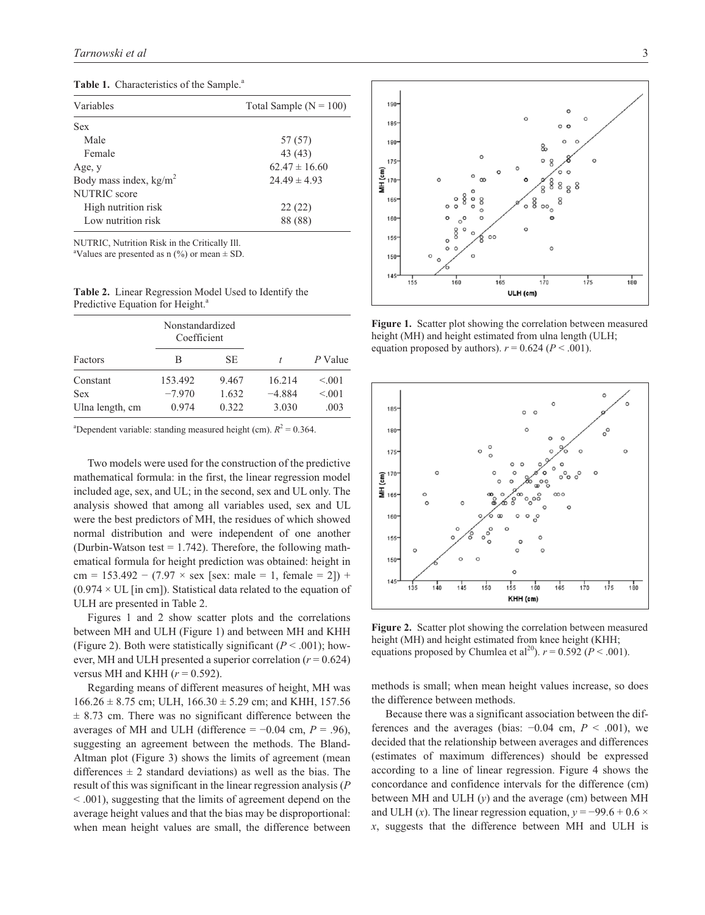**Table 1.** Characteristics of the Sample.[a]

| Variables | Total Sample (N = 100) |
|---|---|
| Sex | |
| Male | 57 (57) |
| Female | 43 (43) |
| Age, y | 62.47 ± 16.60 |
| Body mass index, kg/m$^2$ | 24.49 ± 4.93 |
| NUTRIC score | |
| High nutrition risk | 22 (22) |
| Low nutrition risk | 88 (88) |

NUTRIC, Nutrition Risk in the Critically Ill.
[a]Values are presented as n (%) or mean ± SD.

**Table 2.** Linear Regression Model Used to Identify the Predictive Equation for Height.[a]

| | Nonstandardized Coefficient | | | |
|---|---|---|---|---|
| Factors | B | SE | $t$ | $P$ Value |
| Constant | 153.492 | 9.467 | 16.214 | <.001 |
| Sex | −7.970 | 1.632 | −4.884 | <.001 |
| Ulna length, cm | 0.974 | 0.322 | 3.030 | .003 |

[a]Dependent variable: standing measured height (cm). $R^2$ = 0.364.

Two models were used for the construction of the predictive mathematical formula: in the first, the linear regression model included age, sex, and UL; in the second, sex and UL only. The analysis showed that among all variables used, sex and UL were the best predictors of MH, the residues of which showed normal distribution and were independent of one another (Durbin-Watson test = 1.742). Therefore, the following mathematical formula for height prediction was obtained: height in cm = 153.492 − (7.97 × sex [sex: male = 1, female = 2]) + (0.974 × UL [in cm]). Statistical data related to the equation of ULH are presented in Table 2.

Figures 1 and 2 show scatter plots and the correlations between MH and ULH (Figure 1) and between MH and KHH (Figure 2). Both were statistically significant ($P$ < .001); however, MH and ULH presented a superior correlation ($r$ = 0.624) versus MH and KHH ($r$ = 0.592).

Regarding means of different measures of height, MH was 166.26 ± 8.75 cm; ULH, 166.30 ± 5.29 cm; and KHH, 157.56 ± 8.73 cm. There was no significant difference between the averages of MH and ULH (difference = −0.04 cm, $P$ = .96), suggesting an agreement between the methods. The Bland-Altman plot (Figure 3) shows the limits of agreement (mean differences ± 2 standard deviations) as well as the bias. The result of this was significant in the linear regression analysis ($P$ < .001), suggesting that the limits of agreement depend on the average height values and that the bias may be disproportional: when mean height values are small, the difference between methods is small; when mean height values increase, so does the difference between methods.

**Figure 1.** Scatter plot showing the correlation between measured height (MH) and height estimated from ulna length (ULH; equation proposed by authors). $r$ = 0.624 ($P$ < .001).

**Figure 2.** Scatter plot showing the correlation between measured height (MH) and height estimated from knee height (KHH; equations proposed by Chumlea et al[20]). $r$ = 0.592 ($P$ < .001).

Because there was a significant association between the differences and the averages (bias: −0.04 cm, $P$ < .001), we decided that the relationship between averages and differences (estimates of maximum differences) should be expressed according to a line of linear regression. Figure 4 shows the concordance and confidence intervals for the difference (cm) between MH and ULH ($y$) and the average (cm) between MH and ULH ($x$). The linear regression equation, $y = -99.6 + 0.6 \times x$, suggests that the difference between MH and ULH is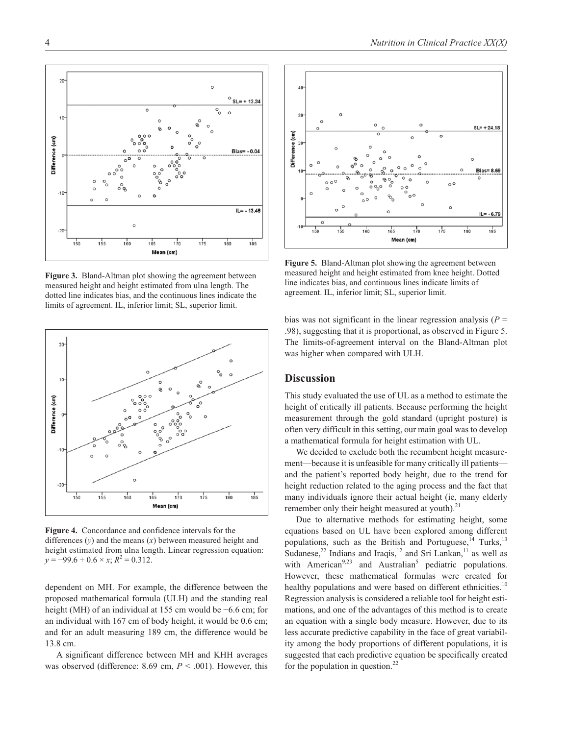Figure 3. Bland-Altman plot showing the agreement between measured height and height estimated from ulna length. The dotted line indicates bias, and the continuous lines indicate the limits of agreement. IL, inferior limit; SL, superior limit.

Figure 4. Concordance and confidence intervals for the differences ($y$) and the means ($x$) between measured height and height estimated from ulna length. Linear regression equation: $y = -99.6 + 0.6 \times x$; $R^2 = 0.312$.

dependent on MH. For example, the difference between the proposed mathematical formula (ULH) and the standing real height (MH) of an individual at 155 cm would be −6.6 cm; for an individual with 167 cm of body height, it would be 0.6 cm; and for an adult measuring 189 cm, the difference would be 13.8 cm.

A significant difference between MH and KHH averages was observed (difference: 8.69 cm, $P < .001$). However, this bias was not significant in the linear regression analysis ($P = .98$), suggesting that it is proportional, as observed in Figure 5. The limits-of-agreement interval on the Bland-Altman plot was higher when compared with ULH.

Figure 5. Bland-Altman plot showing the agreement between measured height and height estimated from knee height. Dotted line indicates bias, and continuous lines indicate limits of agreement. IL, inferior limit; SL, superior limit.

## Discussion

This study evaluated the use of UL as a method to estimate the height of critically ill patients. Because performing the height measurement through the gold standard (upright posture) is often very difficult in this setting, our main goal was to develop a mathematical formula for height estimation with UL.

We decided to exclude both the recumbent height measurement—because it is unfeasible for many critically ill patients—and the patient's reported body height, due to the trend for height reduction related to the aging process and the fact that many individuals ignore their actual height (ie, many elderly remember only their height measured at youth).[21]

Due to alternative methods for estimating height, some equations based on UL have been explored among different populations, such as the British and Portuguese,[14] Turks,[13] Sudanese,[22] Indians and Iraqis,[12] and Sri Lankan,[11] as well as with American[9,23] and Australian[5] pediatric populations. However, these mathematical formulas were created for healthy populations and were based on different ethnicities.[10] Regression analysis is considered a reliable tool for height estimations, and one of the advantages of this method is to create an equation with a single body measure. However, due to its less accurate predictive capability in the face of great variability among the body proportions of different populations, it is suggested that each predictive equation be specifically created for the population in question.[22]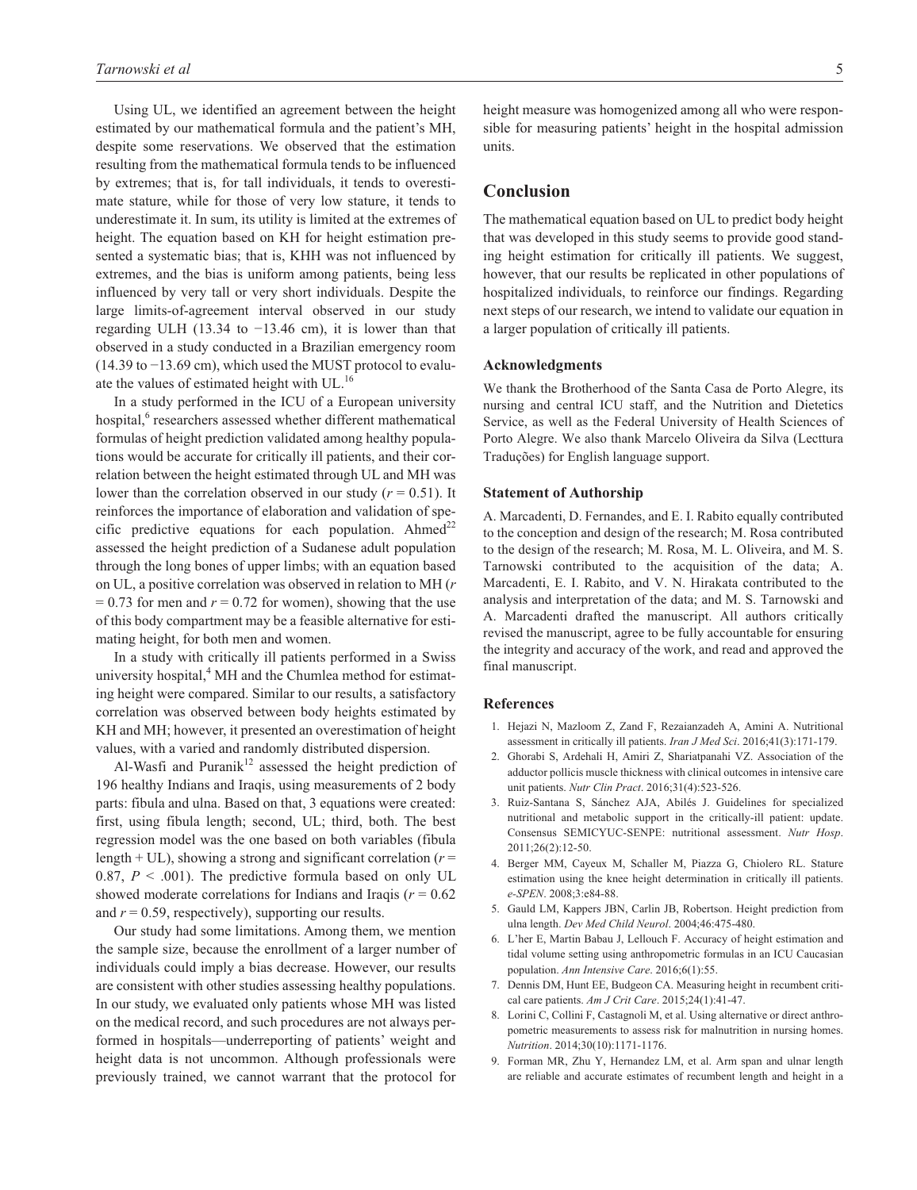Using UL, we identified an agreement between the height estimated by our mathematical formula and the patient's MH, despite some reservations. We observed that the estimation resulting from the mathematical formula tends to be influenced by extremes; that is, for tall individuals, it tends to overestimate stature, while for those of very low stature, it tends to underestimate it. In sum, its utility is limited at the extremes of height. The equation based on KH for height estimation presented a systematic bias; that is, KHH was not influenced by extremes, and the bias is uniform among patients, being less influenced by very tall or very short individuals. Despite the large limits-of-agreement interval observed in our study regarding ULH (13.34 to −13.46 cm), it is lower than that observed in a study conducted in a Brazilian emergency room (14.39 to −13.69 cm), which used the MUST protocol to evaluate the values of estimated height with UL.[16]

In a study performed in the ICU of a European university hospital,[6] researchers assessed whether different mathematical formulas of height prediction validated among healthy populations would be accurate for critically ill patients, and their correlation between the height estimated through UL and MH was lower than the correlation observed in our study ($r = 0.51$). It reinforces the importance of elaboration and validation of specific predictive equations for each population. Ahmed[22] assessed the height prediction of a Sudanese adult population through the long bones of upper limbs; with an equation based on UL, a positive correlation was observed in relation to MH ($r = 0.73$ for men and $r = 0.72$ for women), showing that the use of this body compartment may be a feasible alternative for estimating height, for both men and women.

In a study with critically ill patients performed in a Swiss university hospital,[4] MH and the Chumlea method for estimating height were compared. Similar to our results, a satisfactory correlation was observed between body heights estimated by KH and MH; however, it presented an overestimation of height values, with a varied and randomly distributed dispersion.

Al-Wasfi and Puranik[12] assessed the height prediction of 196 healthy Indians and Iraqis, using measurements of 2 body parts: fibula and ulna. Based on that, 3 equations were created: first, using fibula length; second, UL; third, both. The best regression model was the one based on both variables (fibula length + UL), showing a strong and significant correlation ($r = 0.87$, $P < .001$). The predictive formula based on only UL showed moderate correlations for Indians and Iraqis ($r = 0.62$ and $r = 0.59$, respectively), supporting our results.

Our study had some limitations. Among them, we mention the sample size, because the enrollment of a larger number of individuals could imply a bias decrease. However, our results are consistent with other studies assessing healthy populations. In our study, we evaluated only patients whose MH was listed on the medical record, and such procedures are not always performed in hospitals—underreporting of patients' weight and height data is not uncommon. Although professionals were previously trained, we cannot warrant that the protocol for height measure was homogenized among all who were responsible for measuring patients' height in the hospital admission units.

## Conclusion

The mathematical equation based on UL to predict body height that was developed in this study seems to provide good standing height estimation for critically ill patients. We suggest, however, that our results be replicated in other populations of hospitalized individuals, to reinforce our findings. Regarding next steps of our research, we intend to validate our equation in a larger population of critically ill patients.

### Acknowledgments

We thank the Brotherhood of the Santa Casa de Porto Alegre, its nursing and central ICU staff, and the Nutrition and Dietetics Service, as well as the Federal University of Health Sciences of Porto Alegre. We also thank Marcelo Oliveira da Silva (Lecttura Traduções) for English language support.

### Statement of Authorship

A. Marcadenti, D. Fernandes, and E. I. Rabito equally contributed to the conception and design of the research; M. Rosa contributed to the design of the research; M. Rosa, M. L. Oliveira, and M. S. Tarnowski contributed to the acquisition of the data; A. Marcadenti, E. I. Rabito, and V. N. Hirakata contributed to the analysis and interpretation of the data; and M. S. Tarnowski and A. Marcadenti drafted the manuscript. All authors critically revised the manuscript, agree to be fully accountable for ensuring the integrity and accuracy of the work, and read and approved the final manuscript.

### References

1. Hejazi N, Mazloom Z, Zand F, Rezaianzadeh A, Amini A. Nutritional assessment in critically ill patients. *Iran J Med Sci*. 2016;41(3):171-179.
2. Ghorabi S, Ardehali H, Amiri Z, Shariatpanahi VZ. Association of the adductor pollicis muscle thickness with clinical outcomes in intensive care unit patients. *Nutr Clin Pract*. 2016;31(4):523-526.
3. Ruiz-Santana S, Sánchez AJA, Abilés J. Guidelines for specialized nutritional and metabolic support in the critically-ill patient: update. Consensus SEMICYUC-SENPE: nutritional assessment. *Nutr Hosp*. 2011;26(2):12-50.
4. Berger MM, Cayeux M, Schaller M, Piazza G, Chiolero RL. Stature estimation using the knee height determination in critically ill patients. *e-SPEN*. 2008;3:e84-88.
5. Gauld LM, Kappers JBN, Carlin JB, Robertson. Height prediction from ulna length. *Dev Med Child Neurol*. 2004;46:475-480.
6. L'her E, Martin Babau J, Lellouch F. Accuracy of height estimation and tidal volume setting using anthropometric formulas in an ICU Caucasian population. *Ann Intensive Care*. 2016;6(1):55.
7. Dennis DM, Hunt EE, Budgeon CA. Measuring height in recumbent critical care patients. *Am J Crit Care*. 2015;24(1):41-47.
8. Lorini C, Collini F, Castagnoli M, et al. Using alternative or direct anthropometric measurements to assess risk for malnutrition in nursing homes. *Nutrition*. 2014;30(10):1171-1176.
9. Forman MR, Zhu Y, Hernandez LM, et al. Arm span and ulnar length are reliable and accurate estimates of recumbent length and height in a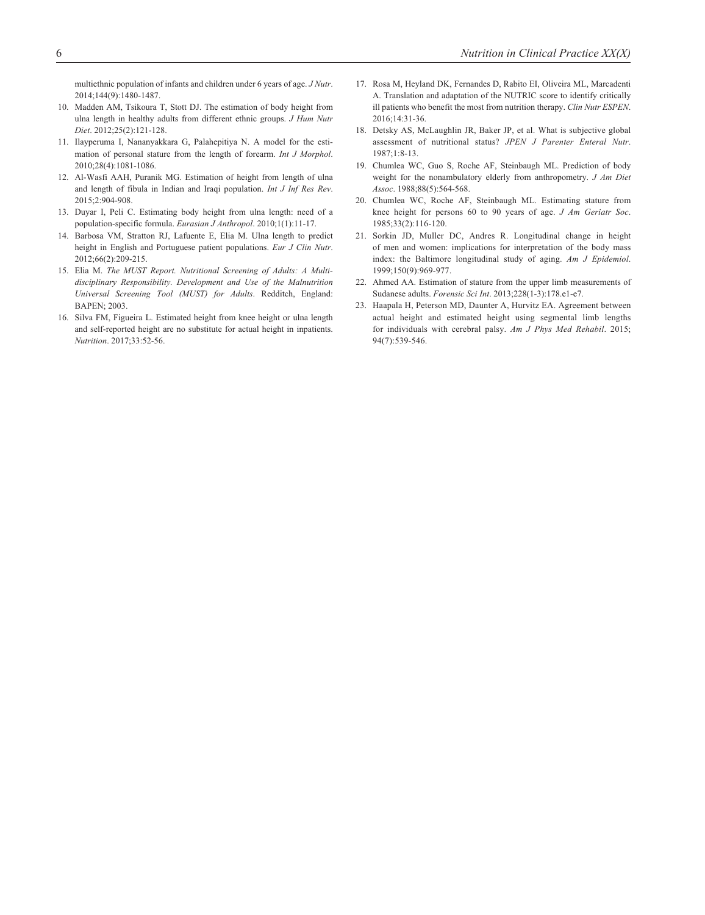multiethnic population of infants and children under 6 years of age. *J Nutr*. 2014;144(9):1480-1487.

10. Madden AM, Tsikoura T, Stott DJ. The estimation of body height from ulna length in healthy adults from different ethnic groups. *J Hum Nutr Diet*. 2012;25(2):121-128.
11. Ilayperuma I, Nananyakkara G, Palahepitiya N. A model for the estimation of personal stature from the length of forearm. *Int J Morphol*. 2010;28(4):1081-1086.
12. Al-Wasfi AAH, Puranik MG. Estimation of height from length of ulna and length of fibula in Indian and Iraqi population. *Int J Inf Res Rev*. 2015;2:904-908.
13. Duyar I, Peli C. Estimating body height from ulna length: need of a population-specific formula. *Eurasian J Anthropol*. 2010;1(1):11-17.
14. Barbosa VM, Stratton RJ, Lafuente E, Elia M. Ulna length to predict height in English and Portuguese patient populations. *Eur J Clin Nutr*. 2012;66(2):209-215.
15. Elia M. *The MUST Report. Nutritional Screening of Adults: A Multidisciplinary Responsibility. Development and Use of the Malnutrition Universal Screening Tool (MUST) for Adults*. Redditch, England: BAPEN; 2003.
16. Silva FM, Figueira L. Estimated height from knee height or ulna length and self-reported height are no substitute for actual height in inpatients. *Nutrition*. 2017;33:52-56.
17. Rosa M, Heyland DK, Fernandes D, Rabito EI, Oliveira ML, Marcadenti A. Translation and adaptation of the NUTRIC score to identify critically ill patients who benefit the most from nutrition therapy. *Clin Nutr ESPEN*. 2016;14:31-36.
18. Detsky AS, McLaughlin JR, Baker JP, et al. What is subjective global assessment of nutritional status? *JPEN J Parenter Enteral Nutr*. 1987;1:8-13.
19. Chumlea WC, Guo S, Roche AF, Steinbaugh ML. Prediction of body weight for the nonambulatory elderly from anthropometry. *J Am Diet Assoc*. 1988;88(5):564-568.
20. Chumlea WC, Roche AF, Steinbaugh ML. Estimating stature from knee height for persons 60 to 90 years of age. *J Am Geriatr Soc*. 1985;33(2):116-120.
21. Sorkin JD, Muller DC, Andres R. Longitudinal change in height of men and women: implications for interpretation of the body mass index: the Baltimore longitudinal study of aging. *Am J Epidemiol*. 1999;150(9):969-977.
22. Ahmed AA. Estimation of stature from the upper limb measurements of Sudanese adults. *Forensic Sci Int*. 2013;228(1-3):178.e1-e7.
23. Haapala H, Peterson MD, Daunter A, Hurvitz EA. Agreement between actual height and estimated height using segmental limb lengths for individuals with cerebral palsy. *Am J Phys Med Rehabil*. 2015; 94(7):539-546.